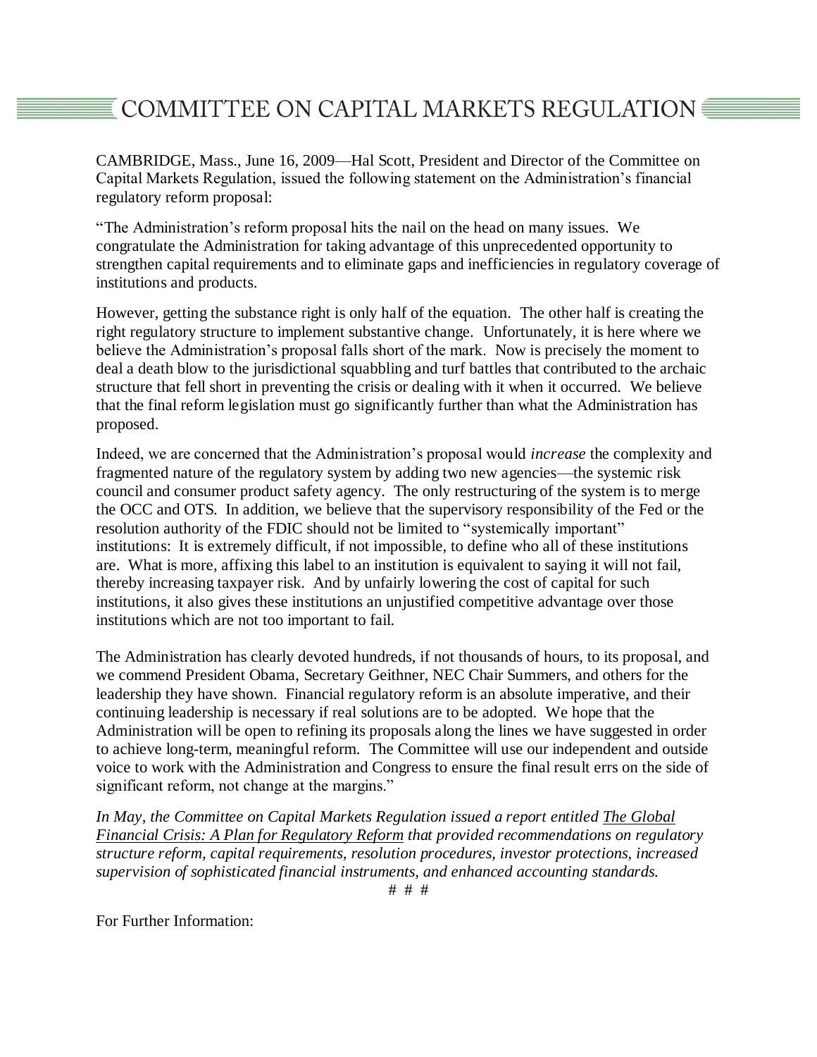# COMMITTEE ON CAPITAL MARKETS REGULATION

CAMBRIDGE, Mass., June 16, 2009—Hal Scott, President and Director of the Committee on Capital Markets Regulation, issued the following statement on the Administration's financial regulatory reform proposal:

"The Administration's reform proposal hits the nail on the head on many issues. We congratulate the Administration for taking advantage of this unprecedented opportunity to strengthen capital requirements and to eliminate gaps and inefficiencies in regulatory coverage of institutions and products.

However, getting the substance right is only half of the equation. The other half is creating the right regulatory structure to implement substantive change. Unfortunately, it is here where we believe the Administration's proposal falls short of the mark. Now is precisely the moment to deal a death blow to the jurisdictional squabbling and turf battles that contributed to the archaic structure that fell short in preventing the crisis or dealing with it when it occurred. We believe that the final reform legislation must go significantly further than what the Administration has proposed.

Indeed, we are concerned that the Administration's proposal would *increase* the complexity and fragmented nature of the regulatory system by adding two new agencies—the systemic risk council and consumer product safety agency. The only restructuring of the system is to merge the OCC and OTS. In addition, we believe that the supervisory responsibility of the Fed or the resolution authority of the FDIC should not be limited to "systemically important" institutions: It is extremely difficult, if not impossible, to define who all of these institutions are. What is more, affixing this label to an institution is equivalent to saying it will not fail, thereby increasing taxpayer risk. And by unfairly lowering the cost of capital for such institutions, it also gives these institutions an unjustified competitive advantage over those institutions which are not too important to fail.

The Administration has clearly devoted hundreds, if not thousands of hours, to its proposal, and we commend President Obama, Secretary Geithner, NEC Chair Summers, and others for the leadership they have shown. Financial regulatory reform is an absolute imperative, and their continuing leadership is necessary if real solutions are to be adopted. We hope that the Administration will be open to refining its proposals along the lines we have suggested in order to achieve long-term, meaningful reform. The Committee will use our independent and outside voice to work with the Administration and Congress to ensure the final result errs on the side of significant reform, not change at the margins."

*In May, the Committee on Capital Markets Regulation issued a report entitled The Global Financial Crisis: A Plan for Regulatory Reform that provided recommendations on regulatory structure reform, capital requirements, resolution procedures, investor protections, increased supervision of sophisticated financial instruments, and enhanced accounting standards.*

# # #

For Further Information: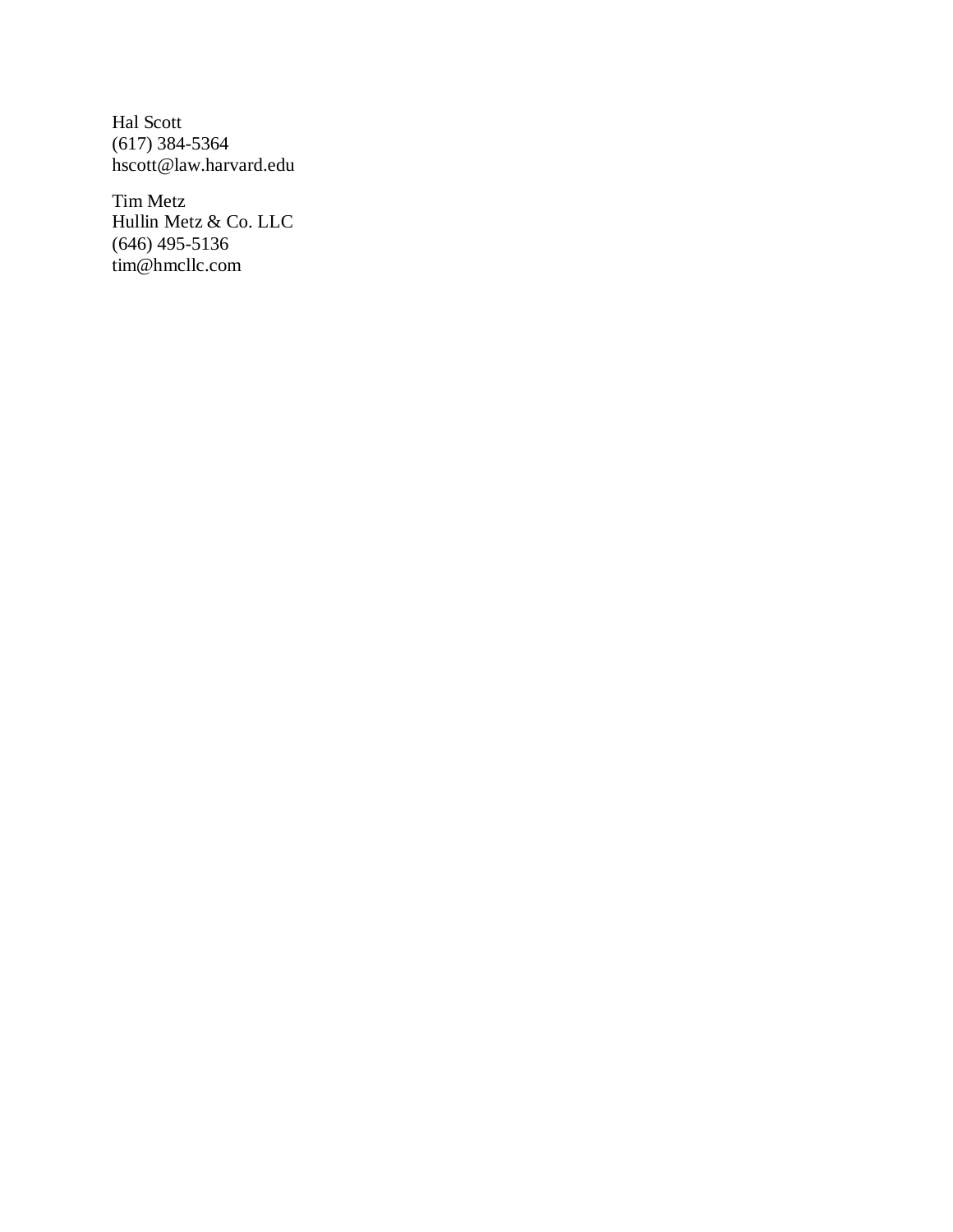Hal Scott
(617) 384-5364
hscott@law.harvard.edu

Tim Metz
Hullin Metz & Co. LLC
(646) 495-5136
tim@hmcllc.com